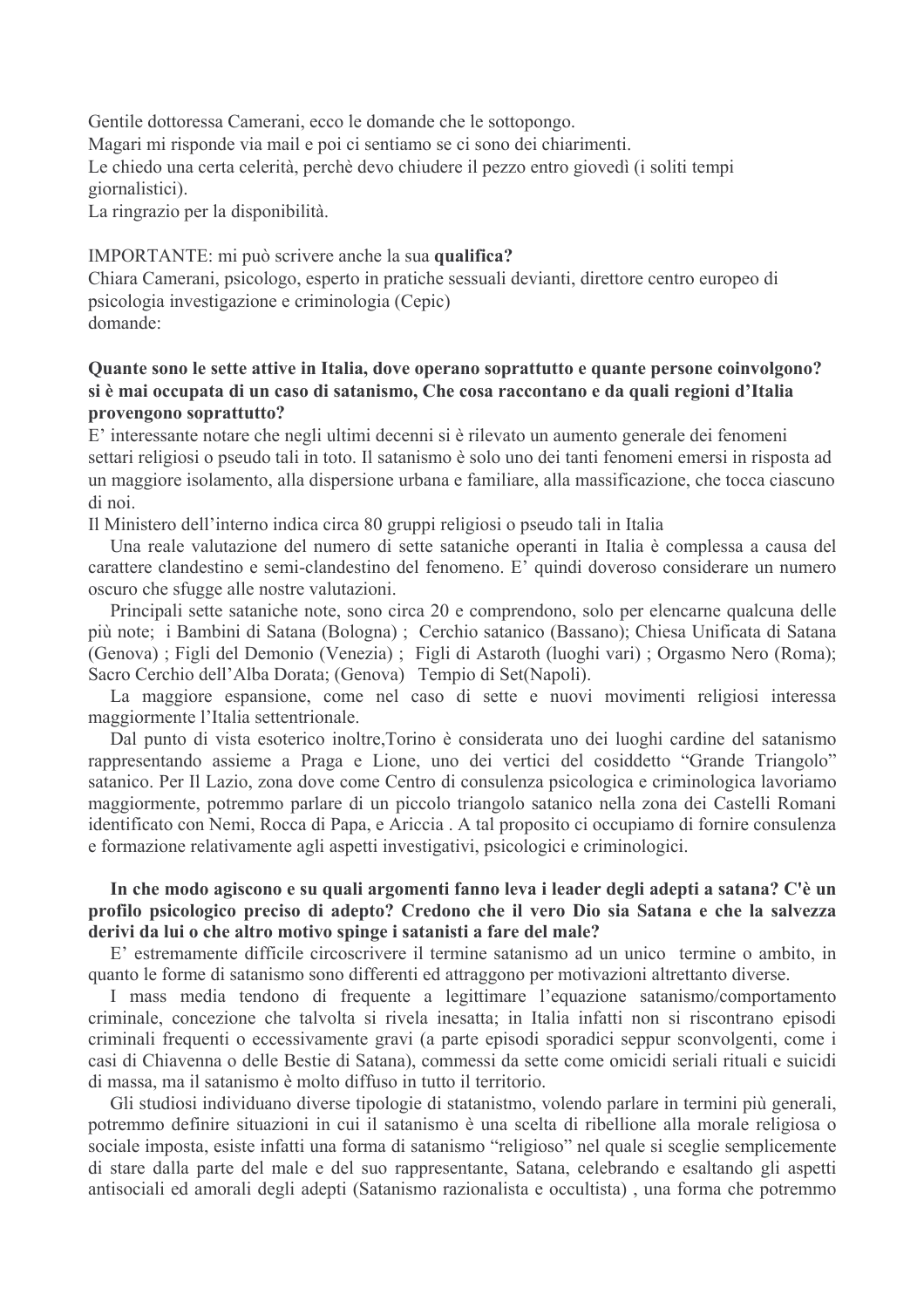Gentile dottoressa Camerani, ecco le domande che le sottopongo.
Magari mi risponde via mail e poi ci sentiamo se ci sono dei chiarimenti.
Le chiedo una certa celerità, perchè devo chiudere il pezzo entro giovedì (i soliti tempi giornalistici).
La ringrazio per la disponibilità.

IMPORTANTE: mi può scrivere anche la sua **qualifica?**
Chiara Camerani, psicologo, esperto in pratiche sessuali devianti, direttore centro europeo di psicologia investigazione e criminologia (Cepic)
domande:

**Quante sono le sette attive in Italia, dove operano soprattutto e quante persone coinvolgono? si è mai occupata di un caso di satanismo, Che cosa raccontano e da quali regioni d'Italia provengono soprattutto?**

E' interessante notare che negli ultimi decenni si è rilevato un aumento generale dei fenomeni settari religiosi o pseudo tali in toto. Il satanismo è solo uno dei tanti fenomeni emersi in risposta ad un maggiore isolamento, alla dispersione urbana e familiare, alla massificazione, che tocca ciascuno di noi.
Il Ministero dell'interno indica circa 80 gruppi religiosi o pseudo tali in Italia

Una reale valutazione del numero di sette sataniche operanti in Italia è complessa a causa del carattere clandestino e semi-clandestino del fenomeno. E' quindi doveroso considerare un numero oscuro che sfugge alle nostre valutazioni.

Principali sette sataniche note, sono circa 20 e comprendono, solo per elencarne qualcuna delle più note; i Bambini di Satana (Bologna) ; Cerchio satanico (Bassano); Chiesa Unificata di Satana (Genova) ; Figli del Demonio (Venezia) ; Figli di Astaroth (luoghi vari) ; Orgasmo Nero (Roma); Sacro Cerchio dell'Alba Dorata; (Genova) Tempio di Set(Napoli).

La maggiore espansione, come nel caso di sette e nuovi movimenti religiosi interessa maggiormente l'Italia settentrionale.

Dal punto di vista esoterico inoltre,Torino è considerata uno dei luoghi cardine del satanismo rappresentando assieme a Praga e Lione, uno dei vertici del cosiddetto "Grande Triangolo" satanico. Per Il Lazio, zona dove come Centro di consulenza psicologica e criminologica lavoriamo maggiormente, potremmo parlare di un piccolo triangolo satanico nella zona dei Castelli Romani identificato con Nemi, Rocca di Papa, e Ariccia . A tal proposito ci occupiamo di fornire consulenza e formazione relativamente agli aspetti investigativi, psicologici e criminologici.

**In che modo agiscono e su quali argomenti fanno leva i leader degli adepti a satana? C'è un profilo psicologico preciso di adepto? Credono che il vero Dio sia Satana e che la salvezza derivi da lui o che altro motivo spinge i satanisti a fare del male?**

E' estremamente difficile circoscrivere il termine satanismo ad un unico termine o ambito, in quanto le forme di satanismo sono differenti ed attraggono per motivazioni altrettanto diverse.

I mass media tendono di frequente a legittimare l'equazione satanismo/comportamento criminale, concezione che talvolta si rivela inesatta; in Italia infatti non si riscontrano episodi criminali frequenti o eccessivamente gravi (a parte episodi sporadici seppur sconvolgenti, come i casi di Chiavenna o delle Bestie di Satana), commessi da sette come omicidi seriali rituali e suicidi di massa, ma il satanismo è molto diffuso in tutto il territorio.

Gli studiosi individuano diverse tipologie di statanismo, volendo parlare in termini più generali, potremmo definire situazioni in cui il satanismo è una scelta di ribellione alla morale religiosa o sociale imposta, esiste infatti una forma di satanismo "religioso" nel quale si sceglie semplicemente di stare dalla parte del male e del suo rappresentante, Satana, celebrando e esaltando gli aspetti antisociali ed amorali degli adepti (Satanismo razionalista e occultista) , una forma che potremmo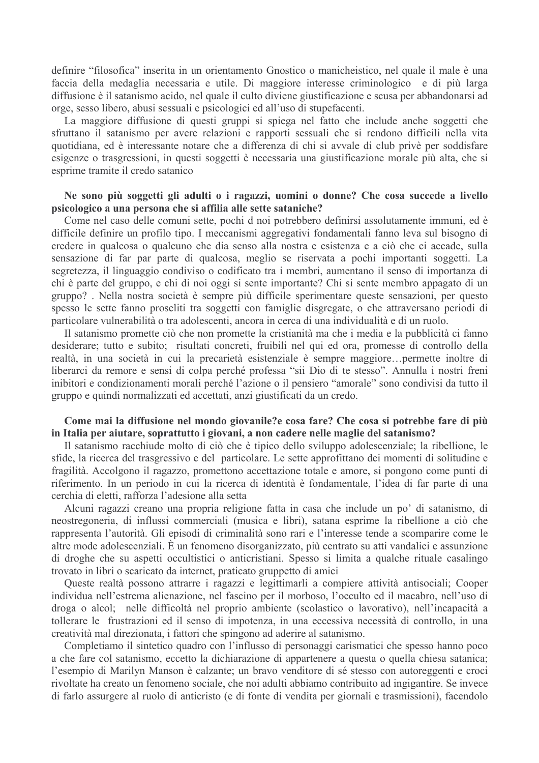definire "filosofica" inserita in un orientamento Gnostico o manicheistico, nel quale il male è una faccia della medaglia necessaria e utile. Di maggiore interesse criminologico e di più larga diffusione è il satanismo acido, nel quale il culto diviene giustificazione e scusa per abbandonarsi ad orge, sesso libero, abusi sessuali e psicologici ed all'uso di stupefacenti.

La maggiore diffusione di questi gruppi si spiega nel fatto che include anche soggetti che sfruttano il satanismo per avere relazioni e rapporti sessuali che si rendono difficili nella vita quotidiana, ed è interessante notare che a differenza di chi si avvale di club privè per soddisfare esigenze o trasgressioni, in questi soggetti è necessaria una giustificazione morale più alta, che si esprime tramite il credo satanico

**Ne sono più soggetti gli adulti o i ragazzi, uomini o donne? Che cosa succede a livello psicologico a una persona che si affilia alle sette sataniche?**

Come nel caso delle comuni sette, pochi d noi potrebbero definirsi assolutamente immuni, ed è difficile definire un profilo tipo. I meccanismi aggregativi fondamentali fanno leva sul bisogno di credere in qualcosa o qualcuno che dia senso alla nostra e esistenza e a ciò che ci accade, sulla sensazione di far parte di qualcosa, meglio se riservata a pochi importanti soggetti. La segretezza, il linguaggio condiviso o codificato tra i membri, aumentano il senso di importanza di chi è parte del gruppo, e chi di noi oggi si sente importante? Chi si sente membro appagato di un gruppo? . Nella nostra società è sempre più difficile sperimentare queste sensazioni, per questo spesso le sette fanno proseliti tra soggetti con famiglie disgregate, o che attraversano periodi di particolare vulnerabilità o tra adolescenti, ancora in cerca di una individualità e di un ruolo.

Il satanismo promette ciò che non promette la cristianità ma che i media e la pubblicità ci fanno desiderare; tutto e subito; risultati concreti, fruibili nel qui ed ora, promesse di controllo della realtà, in una società in cui la precarietà esistenziale è sempre maggiore…permette inoltre di liberarci da remore e sensi di colpa perché professa "sii Dio di te stesso". Annulla i nostri freni inibitori e condizionamenti morali perché l'azione o il pensiero "amorale" sono condivisi da tutto il gruppo e quindi normalizzati ed accettati, anzi giustificati da un credo.

**Come mai la diffusione nel mondo giovanile?e cosa fare? Che cosa si potrebbe fare di più in Italia per aiutare, soprattutto i giovani, a non cadere nelle maglie del satanismo?**

Il satanismo racchiude molto di ciò che è tipico dello sviluppo adolescenziale; la ribellione, le sfide, la ricerca del trasgressivo e del particolare. Le sette approfittano dei momenti di solitudine e fragilità. Accolgono il ragazzo, promettono accettazione totale e amore, si pongono come punti di riferimento. In un periodo in cui la ricerca di identità è fondamentale, l'idea di far parte di una cerchia di eletti, rafforza l'adesione alla setta

Alcuni ragazzi creano una propria religione fatta in casa che include un po' di satanismo, di neostregoneria, di influssi commerciali (musica e libri), satana esprime la ribellione a ciò che rappresenta l'autorità. Gli episodi di criminalità sono rari e l'interesse tende a scomparire come le altre mode adolescenziali. È un fenomeno disorganizzato, più centrato su atti vandalici e assunzione di droghe che su aspetti occultistici o anticristiani. Spesso si limita a qualche rituale casalingo trovato in libri o scaricato da internet, praticato gruppetto di amici

Queste realtà possono attrarre i ragazzi e legittimarli a compiere attività antisociali; Cooper individua nell'estrema alienazione, nel fascino per il morboso, l'occulto ed il macabro, nell'uso di droga o alcol; nelle difficoltà nel proprio ambiente (scolastico o lavorativo), nell'incapacità a tollerare le frustrazioni ed il senso di impotenza, in una eccessiva necessità di controllo, in una creatività mal direzionata, i fattori che spingono ad aderire al satanismo.

Completiamo il sintetico quadro con l'influsso di personaggi carismatici che spesso hanno poco a che fare col satanismo, eccetto la dichiarazione di appartenere a questa o quella chiesa satanica; l'esempio di Marilyn Manson è calzante; un bravo venditore di sé stesso con autoreggenti e croci rivoltate ha creato un fenomeno sociale, che noi adulti abbiamo contribuito ad ingigantire. Se invece di farlo assurgere al ruolo di anticristo (e di fonte di vendita per giornali e trasmissioni), facendolo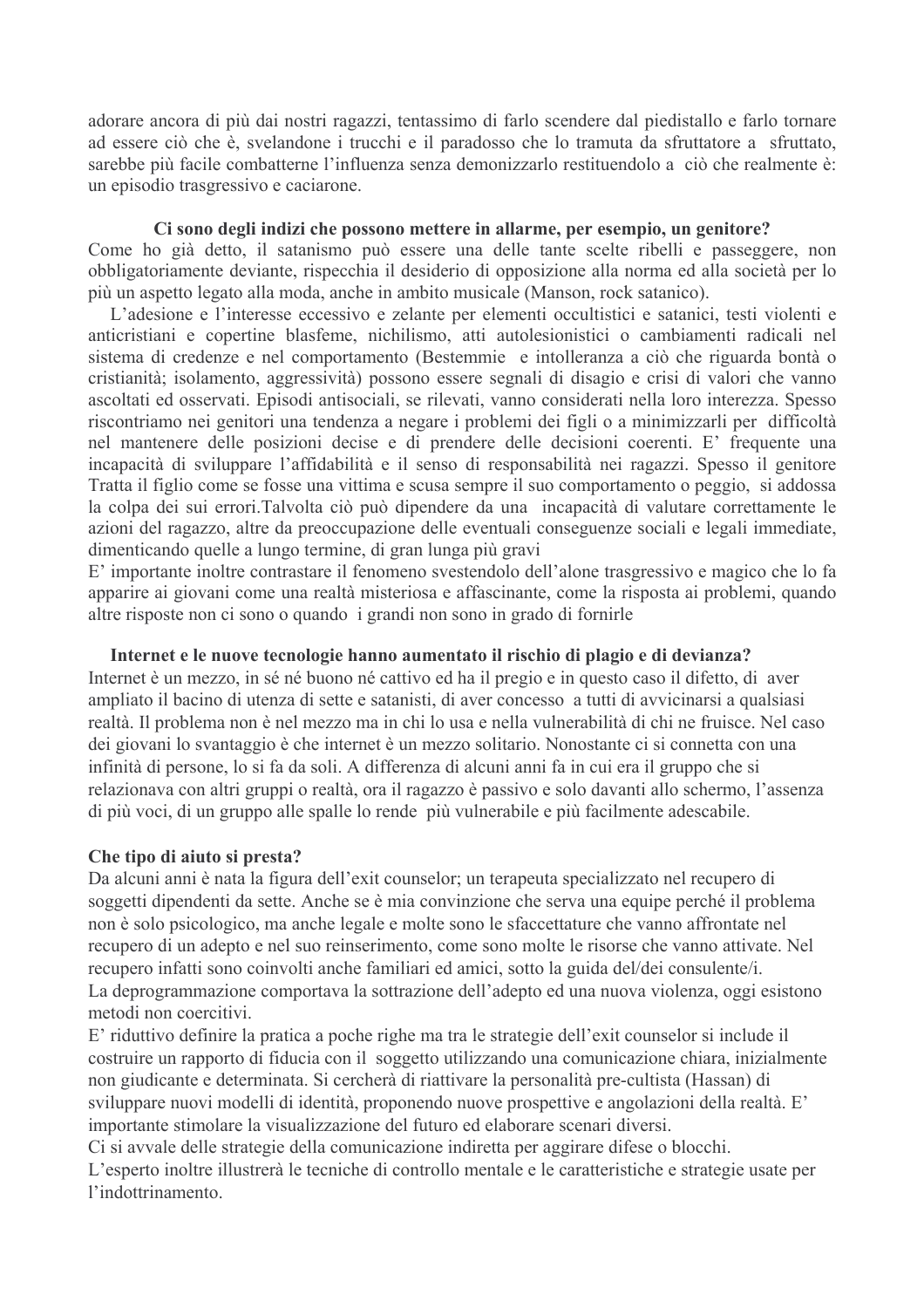adorare ancora di più dai nostri ragazzi, tentassimo di farlo scendere dal piedistallo e farlo tornare ad essere ciò che è, svelandone i trucchi e il paradosso che lo tramuta da sfruttatore a sfruttato, sarebbe più facile combatterne l'influenza senza demonizzarlo restituendolo a ciò che realmente è: un episodio trasgressivo e caciarone.

**Ci sono degli indizi che possono mettere in allarme, per esempio, un genitore?**

Come ho già detto, il satanismo può essere una delle tante scelte ribelli e passeggere, non obbligatoriamente deviante, rispecchia il desiderio di opposizione alla norma ed alla società per lo più un aspetto legato alla moda, anche in ambito musicale (Manson, rock satanico).

L'adesione e l'interesse eccessivo e zelante per elementi occultistici e satanici, testi violenti e anticristiani e copertine blasfeme, nichilismo, atti autolesionistici o cambiamenti radicali nel sistema di credenze e nel comportamento (Bestemmie e intolleranza a ciò che riguarda bontà o cristianità; isolamento, aggressività) possono essere segnali di disagio e crisi di valori che vanno ascoltati ed osservati. Episodi antisociali, se rilevati, vanno considerati nella loro interezza. Spesso riscontriamo nei genitori una tendenza a negare i problemi dei figli o a minimizzarli per difficoltà nel mantenere delle posizioni decise e di prendere delle decisioni coerenti. E' frequente una incapacità di sviluppare l'affidabilità e il senso di responsabilità nei ragazzi. Spesso il genitore Tratta il figlio come se fosse una vittima e scusa sempre il suo comportamento o peggio, si addossa la colpa dei sui errori.Talvolta ciò può dipendere da una incapacità di valutare correttamente le azioni del ragazzo, altre da preoccupazione delle eventuali conseguenze sociali e legali immediate, dimenticando quelle a lungo termine, di gran lunga più gravi

E' importante inoltre contrastare il fenomeno svestendolo dell'alone trasgressivo e magico che lo fa apparire ai giovani come una realtà misteriosa e affascinante, come la risposta ai problemi, quando altre risposte non ci sono o quando i grandi non sono in grado di fornirle

**Internet e le nuove tecnologie hanno aumentato il rischio di plagio e di devianza?**

Internet è un mezzo, in sé né buono né cattivo ed ha il pregio e in questo caso il difetto, di aver ampliato il bacino di utenza di sette e satanisti, di aver concesso a tutti di avvicinarsi a qualsiasi realtà. Il problema non è nel mezzo ma in chi lo usa e nella vulnerabilità di chi ne fruisce. Nel caso dei giovani lo svantaggio è che internet è un mezzo solitario. Nonostante ci si connetta con una infinità di persone, lo si fa da soli. A differenza di alcuni anni fa in cui era il gruppo che si relazionava con altri gruppi o realtà, ora il ragazzo è passivo e solo davanti allo schermo, l'assenza di più voci, di un gruppo alle spalle lo rende più vulnerabile e più facilmente adescabile.

**Che tipo di aiuto si presta?**

Da alcuni anni è nata la figura dell'exit counselor; un terapeuta specializzato nel recupero di soggetti dipendenti da sette. Anche se è mia convinzione che serva una equipe perché il problema non è solo psicologico, ma anche legale e molte sono le sfaccettature che vanno affrontate nel recupero di un adepto e nel suo reinserimento, come sono molte le risorse che vanno attivate. Nel recupero infatti sono coinvolti anche familiari ed amici, sotto la guida del/dei consulente/i.

La deprogrammazione comportava la sottrazione dell'adepto ed una nuova violenza, oggi esistono metodi non coercitivi.

E' riduttivo definire la pratica a poche righe ma tra le strategie dell'exit counselor si include il costruire un rapporto di fiducia con il soggetto utilizzando una comunicazione chiara, inizialmente non giudicante e determinata. Si cercherà di riattivare la personalità pre-cultista (Hassan) di sviluppare nuovi modelli di identità, proponendo nuove prospettive e angolazioni della realtà. E' importante stimolare la visualizzazione del futuro ed elaborare scenari diversi.

Ci si avvale delle strategie della comunicazione indiretta per aggirare difese o blocchi.

L'esperto inoltre illustrerà le tecniche di controllo mentale e le caratteristiche e strategie usate per l'indottrinamento.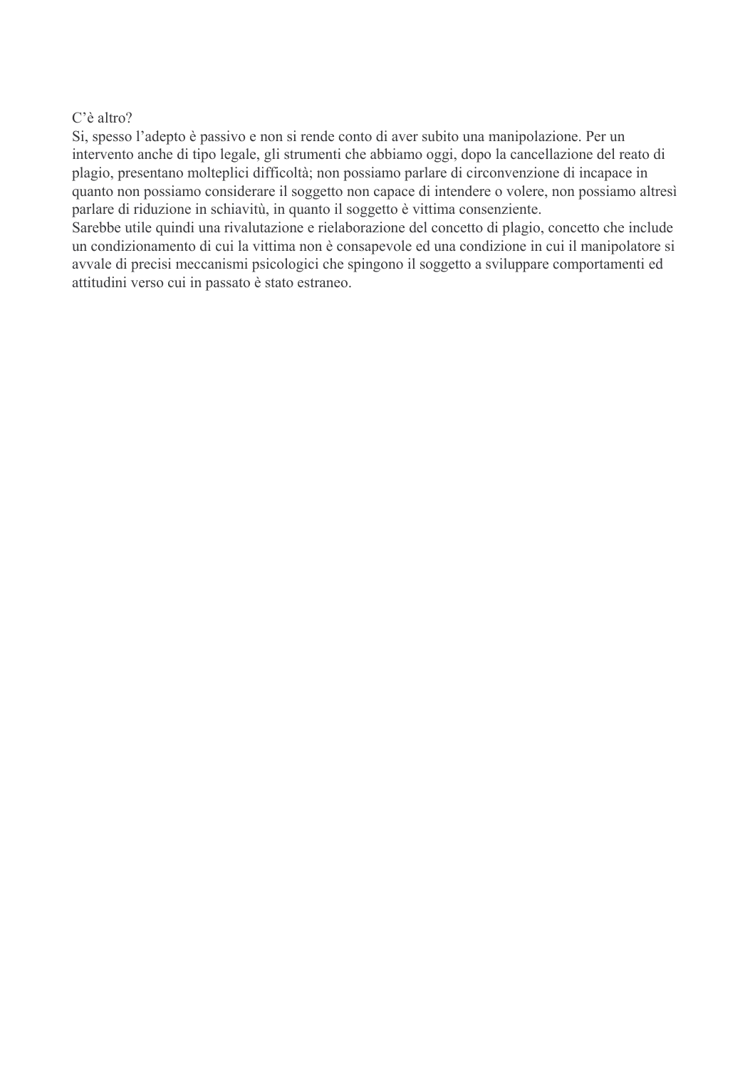C’è altro?

Si, spesso l’adepto è passivo e non si rende conto di aver subito una manipolazione. Per un intervento anche di tipo legale, gli strumenti che abbiamo oggi, dopo la cancellazione del reato di plagio, presentano molteplici difficoltà; non possiamo parlare di circonvenzione di incapace in quanto non possiamo considerare il soggetto non capace di intendere o volere, non possiamo altresì parlare di riduzione in schiavitù, in quanto il soggetto è vittima consenziente.

Sarebbe utile quindi una rivalutazione e rielaborazione del concetto di plagio, concetto che include un condizionamento di cui la vittima non è consapevole ed una condizione in cui il manipolatore si avvale di precisi meccanismi psicologici che spingono il soggetto a sviluppare comportamenti ed attitudini verso cui in passato è stato estraneo.